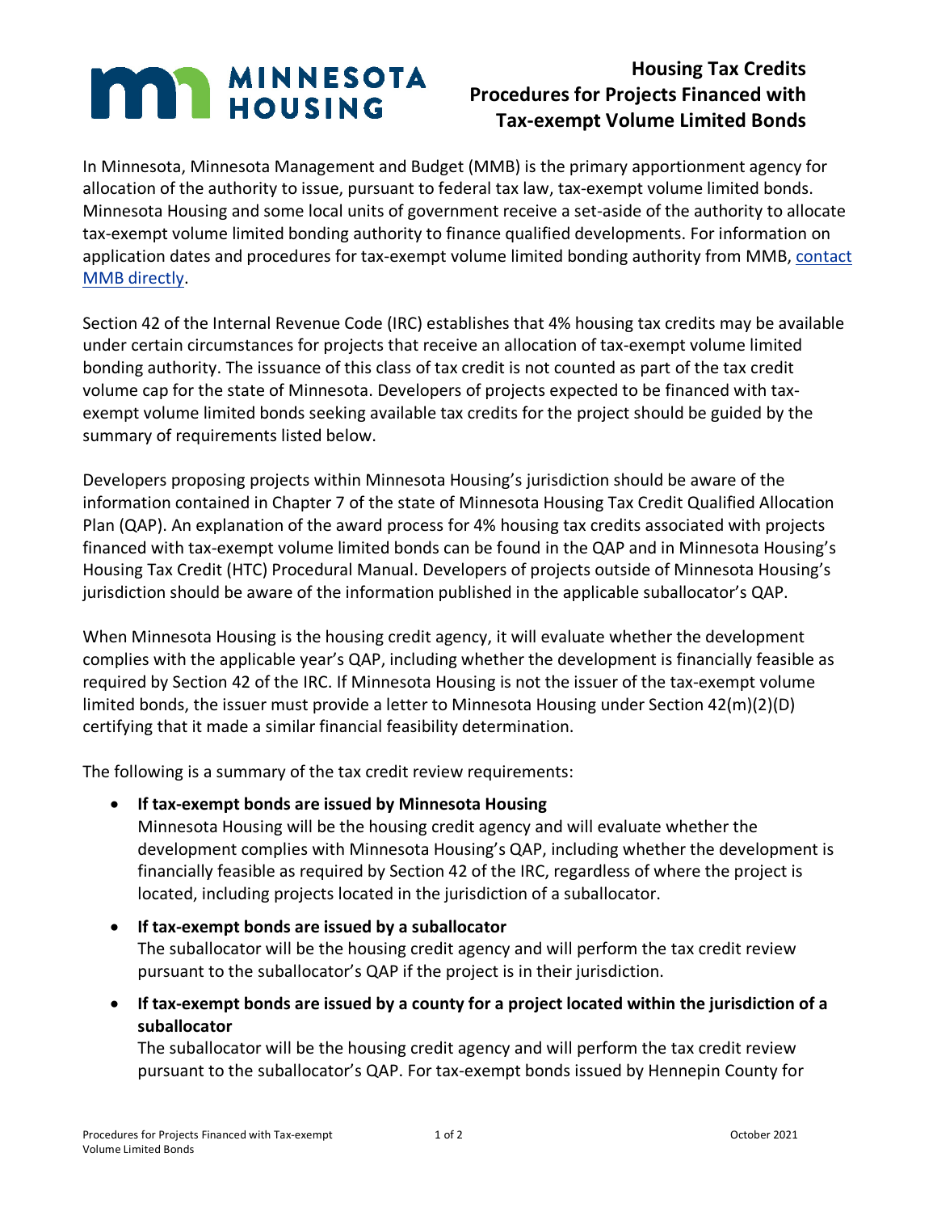# Housing Tax Credits Procedures for Projects Financed with Tax-exempt Volume Limited Bonds

In Minnesota, Minnesota Management and Budget (MMB) is the primary apportionment agency for allocation of the authority to issue, pursuant to federal tax law, tax-exempt volume limited bonds. Minnesota Housing and some local units of government receive a set-aside of the authority to allocate tax-exempt volume limited bonding authority to finance qualified developments. For information on application dates and procedures for tax-exempt volume limited bonding authority from MMB, contact MMB directly.

Section 42 of the Internal Revenue Code (IRC) establishes that 4% housing tax credits may be available under certain circumstances for projects that receive an allocation of tax-exempt volume limited bonding authority. The issuance of this class of tax credit is not counted as part of the tax credit volume cap for the state of Minnesota. Developers of projects expected to be financed with tax-exempt volume limited bonds seeking available tax credits for the project should be guided by the summary of requirements listed below.

Developers proposing projects within Minnesota Housing's jurisdiction should be aware of the information contained in Chapter 7 of the state of Minnesota Housing Tax Credit Qualified Allocation Plan (QAP). An explanation of the award process for 4% housing tax credits associated with projects financed with tax-exempt volume limited bonds can be found in the QAP and in Minnesota Housing's Housing Tax Credit (HTC) Procedural Manual. Developers of projects outside of Minnesota Housing's jurisdiction should be aware of the information published in the applicable suballocator's QAP.

When Minnesota Housing is the housing credit agency, it will evaluate whether the development complies with the applicable year's QAP, including whether the development is financially feasible as required by Section 42 of the IRC. If Minnesota Housing is not the issuer of the tax-exempt volume limited bonds, the issuer must provide a letter to Minnesota Housing under Section 42(m)(2)(D) certifying that it made a similar financial feasibility determination.

The following is a summary of the tax credit review requirements:

- **If tax-exempt bonds are issued by Minnesota Housing**
  Minnesota Housing will be the housing credit agency and will evaluate whether the development complies with Minnesota Housing's QAP, including whether the development is financially feasible as required by Section 42 of the IRC, regardless of where the project is located, including projects located in the jurisdiction of a suballocator.
- **If tax-exempt bonds are issued by a suballocator**
  The suballocator will be the housing credit agency and will perform the tax credit review pursuant to the suballocator's QAP if the project is in their jurisdiction.
- **If tax-exempt bonds are issued by a county for a project located within the jurisdiction of a suballocator**
  The suballocator will be the housing credit agency and will perform the tax credit review pursuant to the suballocator's QAP. For tax-exempt bonds issued by Hennepin County for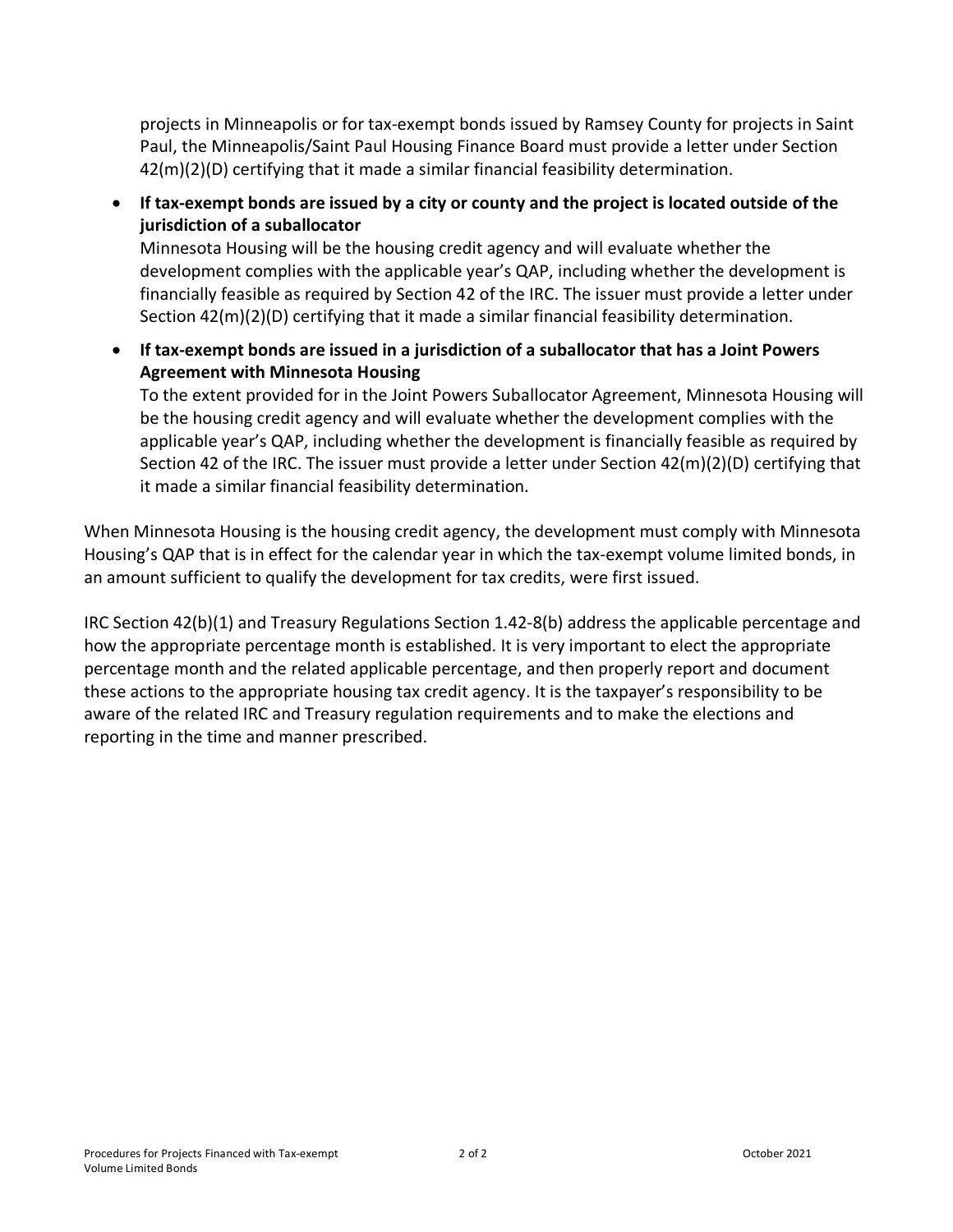projects in Minneapolis or for tax-exempt bonds issued by Ramsey County for projects in Saint Paul, the Minneapolis/Saint Paul Housing Finance Board must provide a letter under Section 42(m)(2)(D) certifying that it made a similar financial feasibility determination.

- **If tax-exempt bonds are issued by a city or county and the project is located outside of the jurisdiction of a suballocator**
  Minnesota Housing will be the housing credit agency and will evaluate whether the development complies with the applicable year's QAP, including whether the development is financially feasible as required by Section 42 of the IRC. The issuer must provide a letter under Section 42(m)(2)(D) certifying that it made a similar financial feasibility determination.
- **If tax-exempt bonds are issued in a jurisdiction of a suballocator that has a Joint Powers Agreement with Minnesota Housing**
  To the extent provided for in the Joint Powers Suballocator Agreement, Minnesota Housing will be the housing credit agency and will evaluate whether the development complies with the applicable year's QAP, including whether the development is financially feasible as required by Section 42 of the IRC. The issuer must provide a letter under Section 42(m)(2)(D) certifying that it made a similar financial feasibility determination.

When Minnesota Housing is the housing credit agency, the development must comply with Minnesota Housing's QAP that is in effect for the calendar year in which the tax-exempt volume limited bonds, in an amount sufficient to qualify the development for tax credits, were first issued.

IRC Section 42(b)(1) and Treasury Regulations Section 1.42-8(b) address the applicable percentage and how the appropriate percentage month is established. It is very important to elect the appropriate percentage month and the related applicable percentage, and then properly report and document these actions to the appropriate housing tax credit agency. It is the taxpayer's responsibility to be aware of the related IRC and Treasury regulation requirements and to make the elections and reporting in the time and manner prescribed.